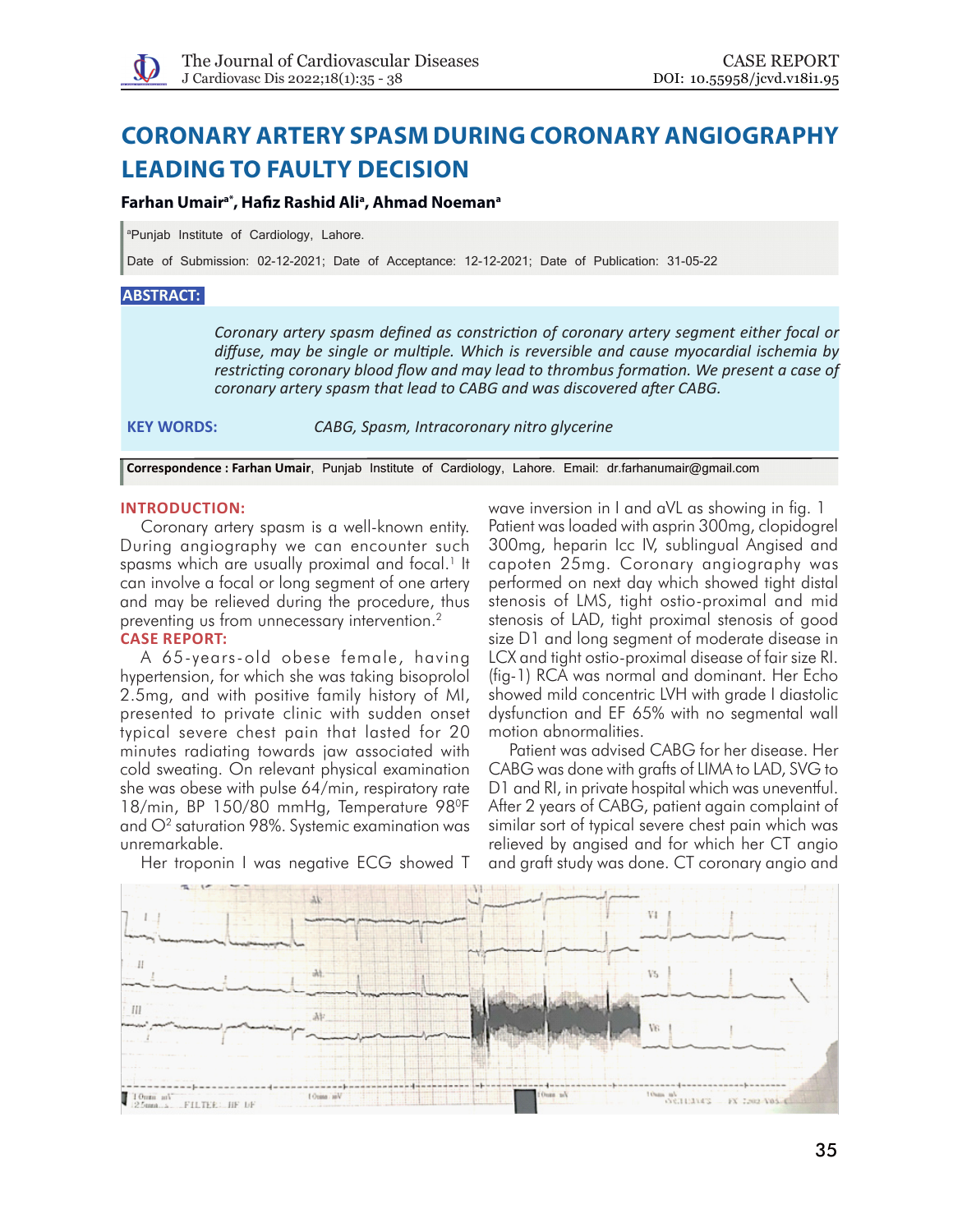# CORONARY ARTERY SPASM DURING CORONARY ANGIOGRAPHY LEADING TO FAULTY DECISION

**Farhan Umair[a*], Hafiz Rashid Ali[a], Ahmad Noeman[a]**

[a]Punjab Institute of Cardiology, Lahore.

Date of Submission: 02-12-2021; Date of Acceptance: 12-12-2021; Date of Publication: 31-05-22

## ABSTRACT:

*Coronary artery spasm defined as constriction of coronary artery segment either focal or diffuse, may be single or multiple. Which is reversible and cause myocardial ischemia by restricting coronary blood flow and may lead to thrombus formation. We present a case of coronary artery spasm that lead to CABG and was discovered after CABG.*

**KEY WORDS:** *CABG, Spasm, Intracoronary nitro glycerine*

**Correspondence : Farhan Umair**, Punjab Institute of Cardiology, Lahore. Email: dr.farhanumair@gmail.com

## INTRODUCTION:

Coronary artery spasm is a well-known entity. During angiography we can encounter such spasms which are usually proximal and focal.[1] It can involve a focal or long segment of one artery and may be relieved during the procedure, thus preventing us from unnecessary intervention.[2]

## CASE REPORT:

A 65-years-old obese female, having hypertension, for which she was taking bisoprolol 2.5mg, and with positive family history of MI, presented to private clinic with sudden onset typical severe chest pain that lasted for 20 minutes radiating towards jaw associated with cold sweating. On relevant physical examination she was obese with pulse 64/min, respiratory rate 18/min, BP 150/80 mmHg, Temperature 98$^0$F and $O^2$ saturation 98%. Systemic examination was unremarkable.

Her troponin I was negative ECG showed T wave inversion in I and aVL as showing in fig. 1 Patient was loaded with asprin 300mg, clopidogrel 300mg, heparin Icc IV, sublingual Angised and capoten 25mg. Coronary angiography was performed on next day which showed tight distal stenosis of LMS, tight ostio-proximal and mid stenosis of LAD, tight proximal stenosis of good size D1 and long segment of moderate disease in LCX and tight ostio-proximal disease of fair size RI. (fig-1) RCA was normal and dominant. Her Echo showed mild concentric LVH with grade I diastolic dysfunction and EF 65% with no segmental wall motion abnormalities.

Patient was advised CABG for her disease. Her CABG was done with grafts of LIMA to LAD, SVG to D1 and RI, in private hospital which was uneventful. After 2 years of CABG, patient again complaint of similar sort of typical severe chest pain which was relieved by angised and for which her CT angio and graft study was done. CT coronary angio and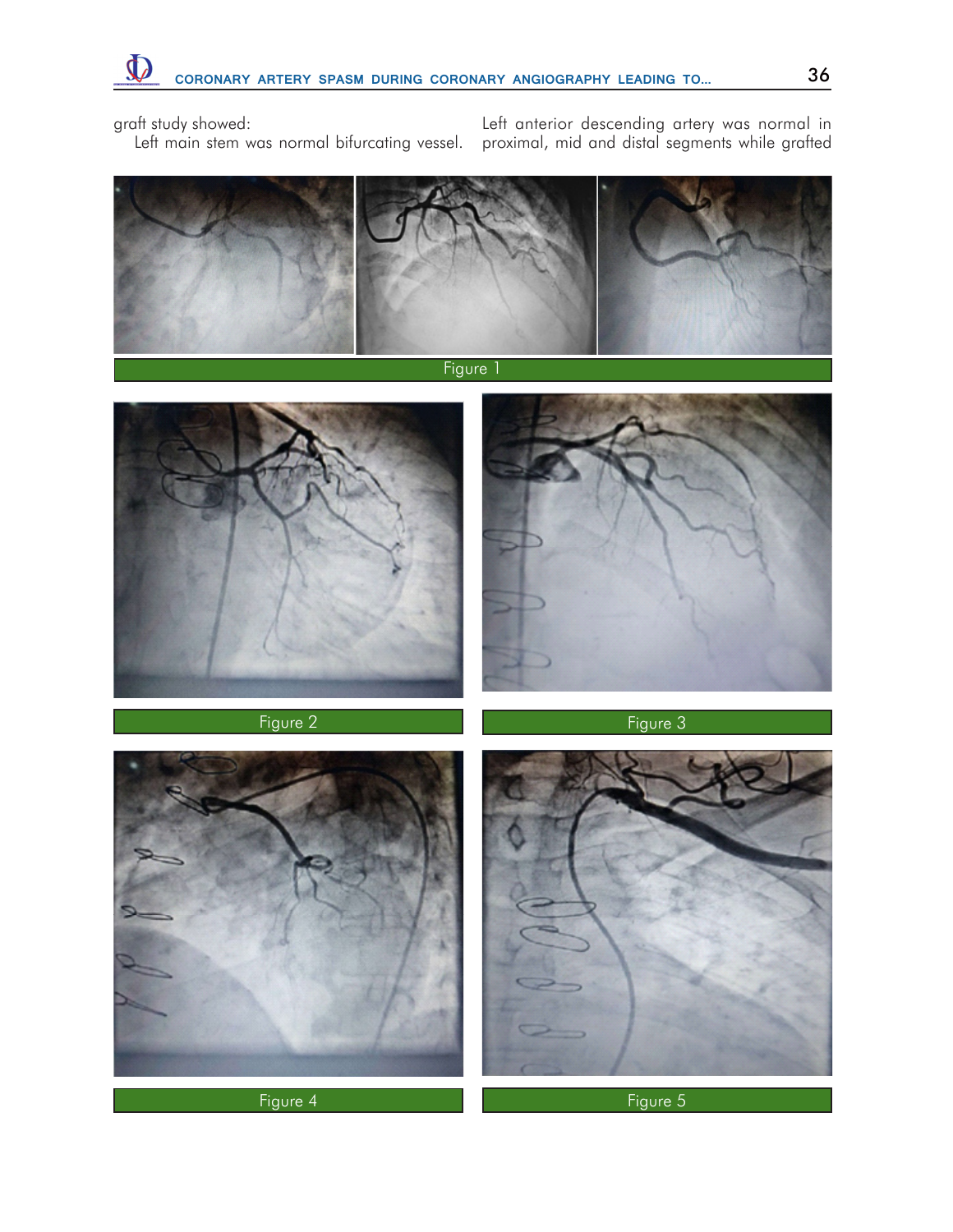graft study showed:

Left main stem was normal bifurcating vessel.

Left anterior descending artery was normal in proximal, mid and distal segments while grafted

Figure 1

Figure 2

Figure 3

Figure 4

Figure 5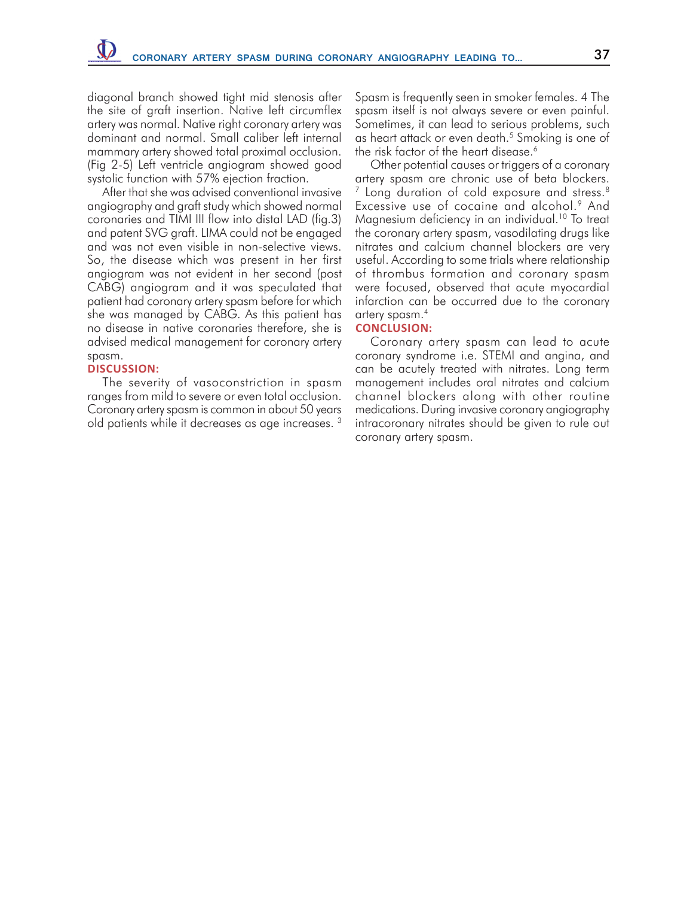diagonal branch showed tight mid stenosis after the site of graft insertion. Native left circumflex artery was normal. Native right coronary artery was dominant and normal. Small caliber left internal mammary artery showed total proximal occlusion. (Fig 2-5) Left ventricle angiogram showed good systolic function with 57% ejection fraction.

After that she was advised conventional invasive angiography and graft study which showed normal coronaries and TIMI III flow into distal LAD (fig.3) and patent SVG graft. LIMA could not be engaged and was not even visible in non-selective views. So, the disease which was present in her first angiogram was not evident in her second (post CABG) angiogram and it was speculated that patient had coronary artery spasm before for which she was managed by CABG. As this patient has no disease in native coronaries therefore, she is advised medical management for coronary artery spasm.

## DISCUSSION:

The severity of vasoconstriction in spasm ranges from mild to severe or even total occlusion. Coronary artery spasm is common in about 50 years old patients while it decreases as age increases. [3] Spasm is frequently seen in smoker females. 4 The spasm itself is not always severe or even painful. Sometimes, it can lead to serious problems, such as heart attack or even death.[5] Smoking is one of the risk factor of the heart disease.[6]

Other potential causes or triggers of a coronary artery spasm are chronic use of beta blockers. [7] Long duration of cold exposure and stress.[8] Excessive use of cocaine and alcohol.[9] And Magnesium deficiency in an individual.[10] To treat the coronary artery spasm, vasodilating drugs like nitrates and calcium channel blockers are very useful. According to some trials where relationship of thrombus formation and coronary spasm were focused, observed that acute myocardial infarction can be occurred due to the coronary artery spasm.[4]

## CONCLUSION:

Coronary artery spasm can lead to acute coronary syndrome i.e. STEMI and angina, and can be acutely treated with nitrates. Long term management includes oral nitrates and calcium channel blockers along with other routine medications. During invasive coronary angiography intracoronary nitrates should be given to rule out coronary artery spasm.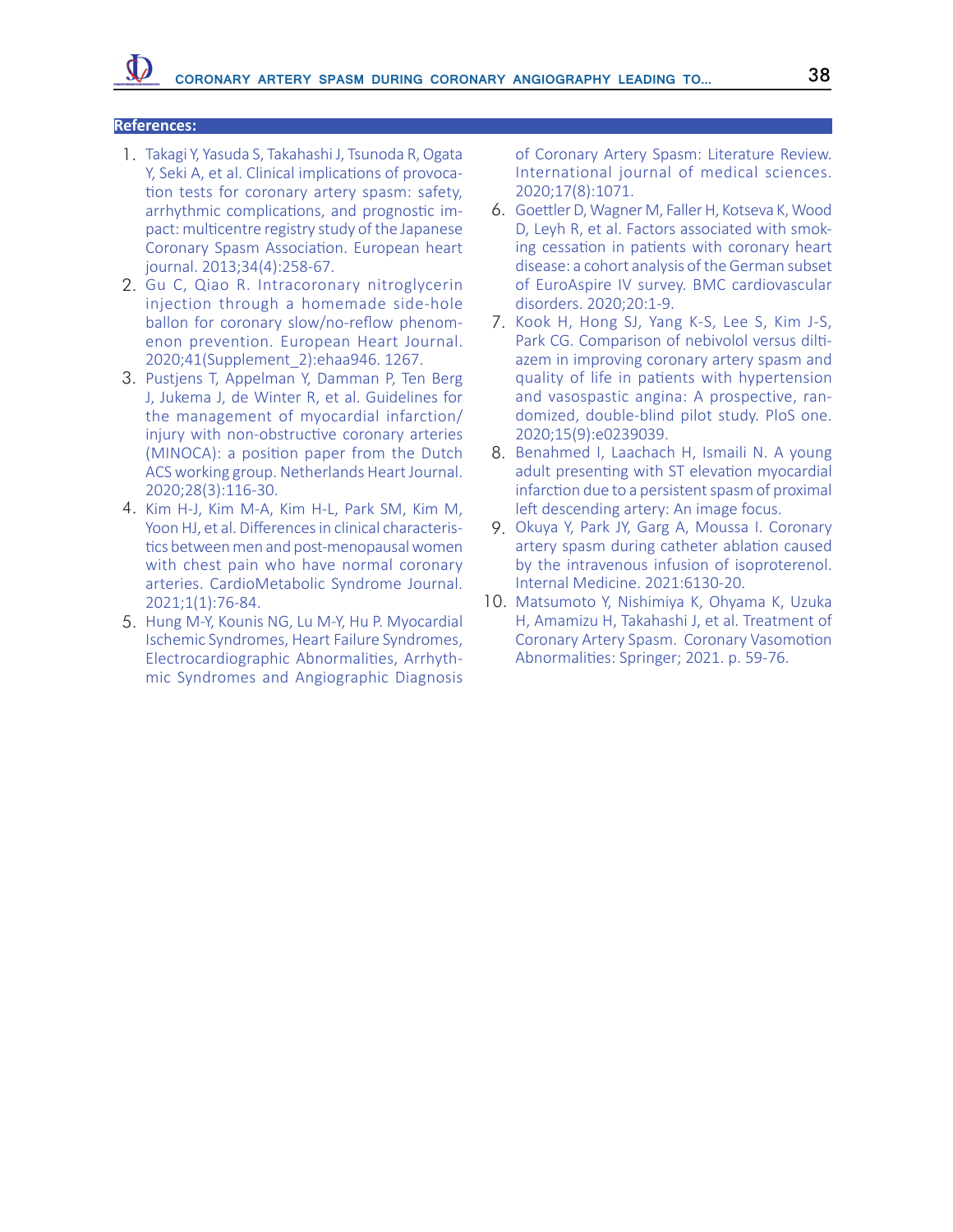## References:

1. Takagi Y, Yasuda S, Takahashi J, Tsunoda R, Ogata Y, Seki A, et al. Clinical implications of provocation tests for coronary artery spasm: safety, arrhythmic complications, and prognostic impact: multicentre registry study of the Japanese Coronary Spasm Association. European heart journal. 2013;34(4):258-67.
2. Gu C, Qiao R. Intracoronary nitroglycerin injection through a homemade side-hole ballon for coronary slow/no-reflow phenomenon prevention. European Heart Journal. 2020;41(Supplement_2):ehaa946. 1267.
3. Pustjens T, Appelman Y, Damman P, Ten Berg J, Jukema J, de Winter R, et al. Guidelines for the management of myocardial infarction/injury with non-obstructive coronary arteries (MINOCA): a position paper from the Dutch ACS working group. Netherlands Heart Journal. 2020;28(3):116-30.
4. Kim H-J, Kim M-A, Kim H-L, Park SM, Kim M, Yoon HJ, et al. Differences in clinical characteristics between men and post-menopausal women with chest pain who have normal coronary arteries. CardioMetabolic Syndrome Journal. 2021;1(1):76-84.
5. Hung M-Y, Kounis NG, Lu M-Y, Hu P. Myocardial Ischemic Syndromes, Heart Failure Syndromes, Electrocardiographic Abnormalities, Arrhythmic Syndromes and Angiographic Diagnosis of Coronary Artery Spasm: Literature Review. International journal of medical sciences. 2020;17(8):1071.
6. Goettler D, Wagner M, Faller H, Kotseva K, Wood D, Leyh R, et al. Factors associated with smoking cessation in patients with coronary heart disease: a cohort analysis of the German subset of EuroAspire IV survey. BMC cardiovascular disorders. 2020;20:1-9.
7. Kook H, Hong SJ, Yang K-S, Lee S, Kim J-S, Park CG. Comparison of nebivolol versus diltiazem in improving coronary artery spasm and quality of life in patients with hypertension and vasospastic angina: A prospective, randomized, double-blind pilot study. PloS one. 2020;15(9):e0239039.
8. Benahmed I, Laachach H, Ismaili N. A young adult presenting with ST elevation myocardial infarction due to a persistent spasm of proximal left descending artery: An image focus.
9. Okuya Y, Park JY, Garg A, Moussa I. Coronary artery spasm during catheter ablation caused by the intravenous infusion of isoproterenol. Internal Medicine. 2021:6130-20.
10. Matsumoto Y, Nishimiya K, Ohyama K, Uzuka H, Amamizu H, Takahashi J, et al. Treatment of Coronary Artery Spasm. Coronary Vasomotion Abnormalities: Springer; 2021. p. 59-76.